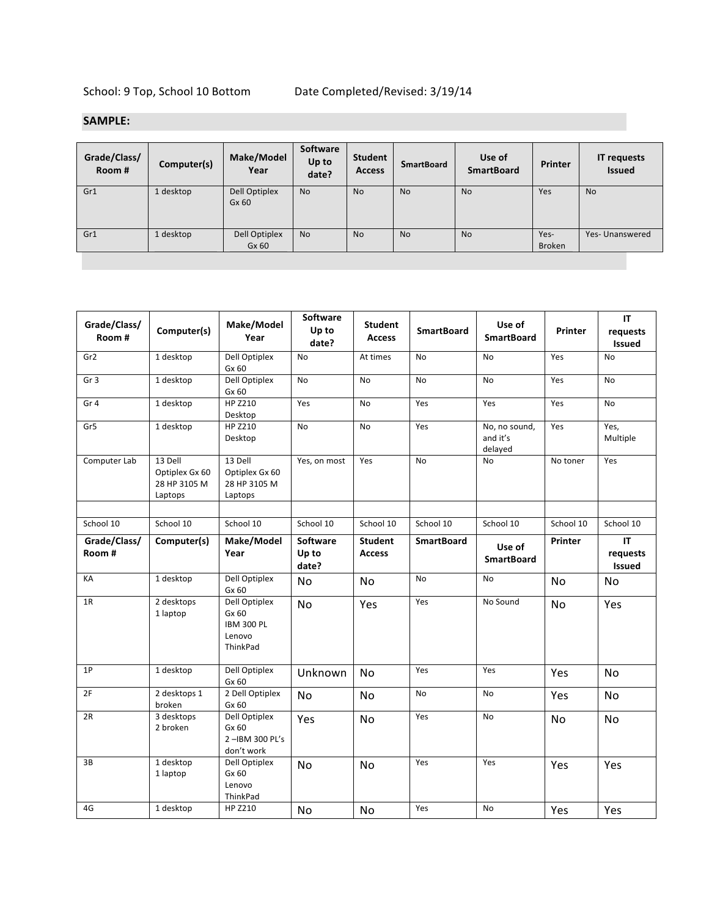School: 9 Top, School 10 Bottom Date Completed/Revised: 3/19/14

**SAMPLE:**

| Grade/Class/ Room # | Computer(s) | Make/Model Year | Software Up to date? | Student Access | SmartBoard | Use of SmartBoard | Printer | IT requests Issued |
|---|---|---|---|---|---|---|---|---|
| Gr1 | 1 desktop | Dell Optiplex Gx 60 | No | No | No | No | Yes | No |
| Gr1 | 1 desktop | Dell Optiplex Gx 60 | No | No | No | No | Yes- Broken | Yes- Unanswered |

| Grade/Class/ Room # | Computer(s) | Make/Model Year | Software Up to date? | Student Access | SmartBoard | Use of SmartBoard | Printer | IT requests Issued |
|---|---|---|---|---|---|---|---|---|
| Gr2 | 1 desktop | Dell Optiplex Gx 60 | No | At times | No | No | Yes | No |
| Gr 3 | 1 desktop | Dell Optiplex Gx 60 | No | No | No | No | Yes | No |
| Gr 4 | 1 desktop | HP Z210 Desktop | Yes | No | Yes | Yes | Yes | No |
| Gr5 | 1 desktop | HP Z210 Desktop | No | No | Yes | No, no sound, and it's delayed | Yes | Yes, Multiple |
| Computer Lab | 13 Dell Optiplex Gx 60 28 HP 3105 M Laptops | 13 Dell Optiplex Gx 60 28 HP 3105 M Laptops | Yes, on most | Yes | No | No | No toner | Yes |
| | | | | | | | | |
| School 10 | School 10 | School 10 | School 10 | School 10 | School 10 | School 10 | School 10 | School 10 |
| **Grade/Class/ Room #** | **Computer(s)** | **Make/Model Year** | **Software Up to date?** | **Student Access** | **SmartBoard** | **Use of SmartBoard** | **Printer** | **IT requests Issued** |
| KA | 1 desktop | Dell Optiplex Gx 60 | No | No | No | No | No | No |
| 1R | 2 desktops 1 laptop | Dell Optiplex Gx 60 IBM 300 PL Lenovo ThinkPad | No | Yes | Yes | No Sound | No | Yes |
| 1P | 1 desktop | Dell Optiplex Gx 60 | Unknown | No | Yes | Yes | Yes | No |
| 2F | 2 desktops 1 broken | 2 Dell Optiplex Gx 60 | No | No | No | No | Yes | No |
| 2R | 3 desktops 2 broken | Dell Optiplex Gx 60 2 –IBM 300 PL's don't work | Yes | No | Yes | No | No | No |
| 3B | 1 desktop 1 laptop | Dell Optiplex Gx 60 Lenovo ThinkPad | No | No | Yes | Yes | Yes | Yes |
| 4G | 1 desktop | HP Z210 | No | No | Yes | No | Yes | Yes |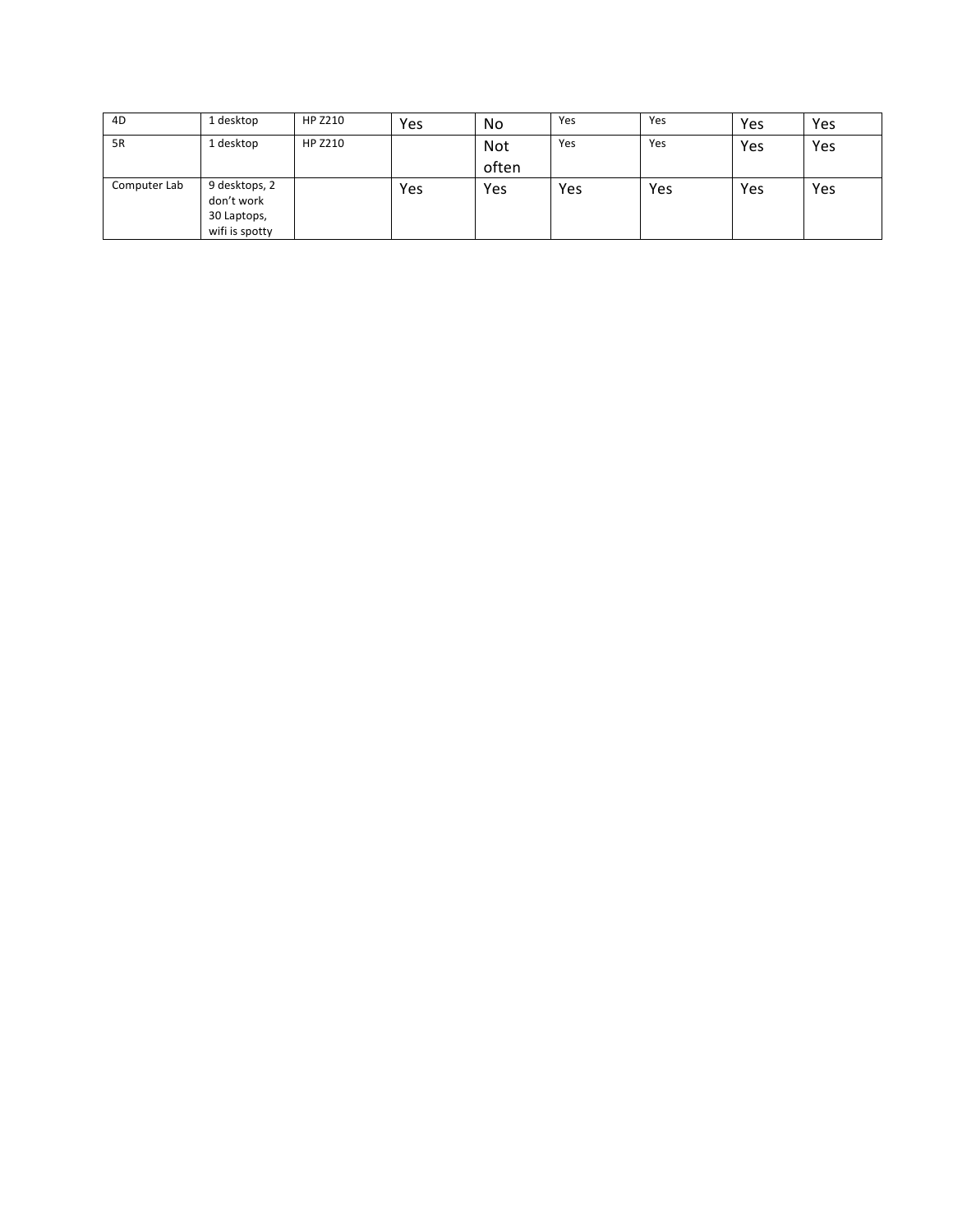| | | | | | | | | | |
|---|---|---|---|---|---|---|---|---|---|
| 4D | 1 desktop | HP Z210 | Yes | No | Yes | Yes | Yes | Yes |
| 5R | 1 desktop | HP Z210 | | Not often | Yes | Yes | Yes | Yes |
| Computer Lab | 9 desktops, 2 don't work 30 Laptops, wifi is spotty | | Yes | Yes | Yes | Yes | Yes | Yes |